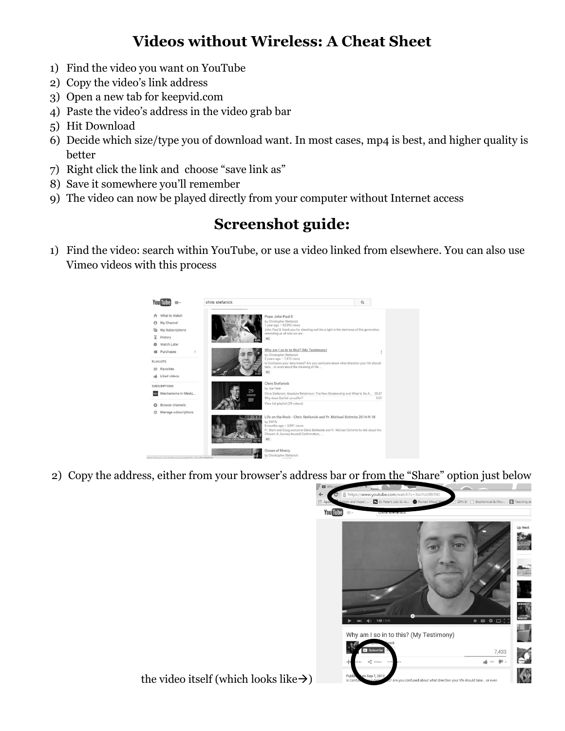# Videos without Wireless: A Cheat Sheet

1) Find the video you want on YouTube
2) Copy the video's link address
3) Open a new tab for keepvid.com
4) Paste the video's address in the video grab bar
5) Hit Download
6) Decide which size/type you of download want. In most cases, mp4 is best, and higher quality is better
7) Right click the link and choose "save link as"
8) Save it somewhere you'll remember
9) The video can now be played directly from your computer without Internet access

## Screenshot guide:

1) Find the video: search within YouTube, or use a video linked from elsewhere. You can also use Vimeo videos with this process

2) Copy the address, either from your browser's address bar or from the "Share" option just below the video itself (which looks like→)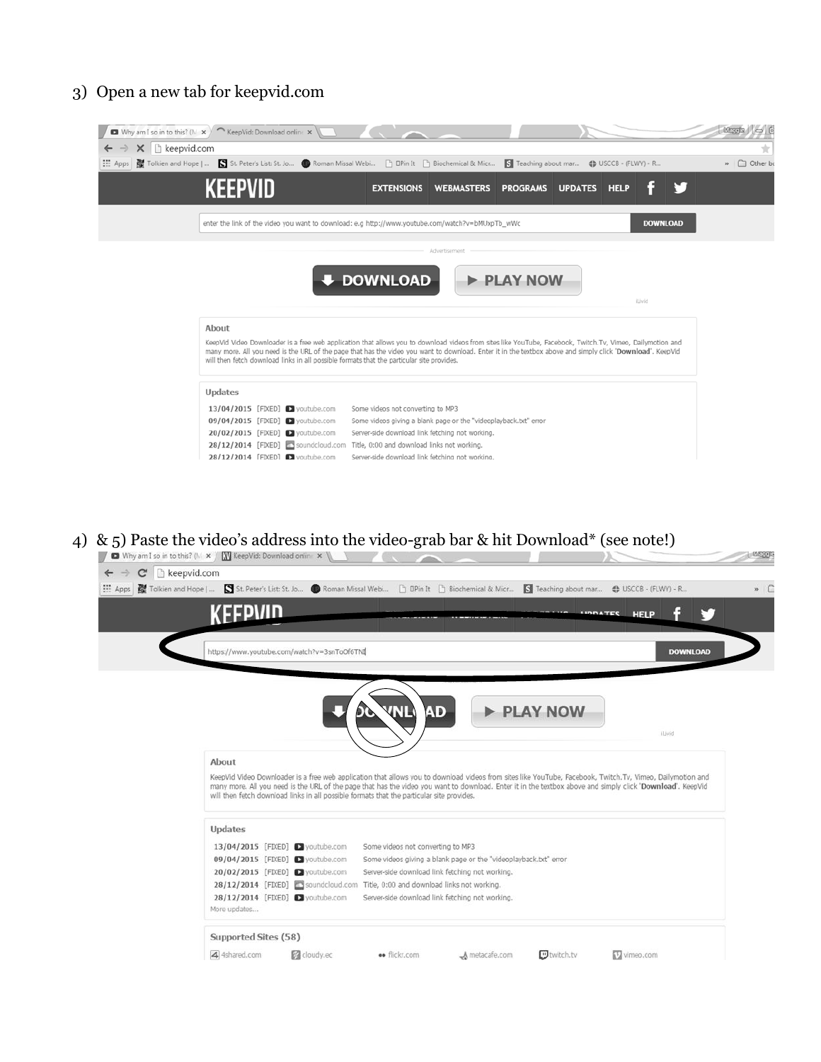3) Open a new tab for keepvid.com

4) & 5) Paste the video's address into the video-grab bar & hit Download* (see note!)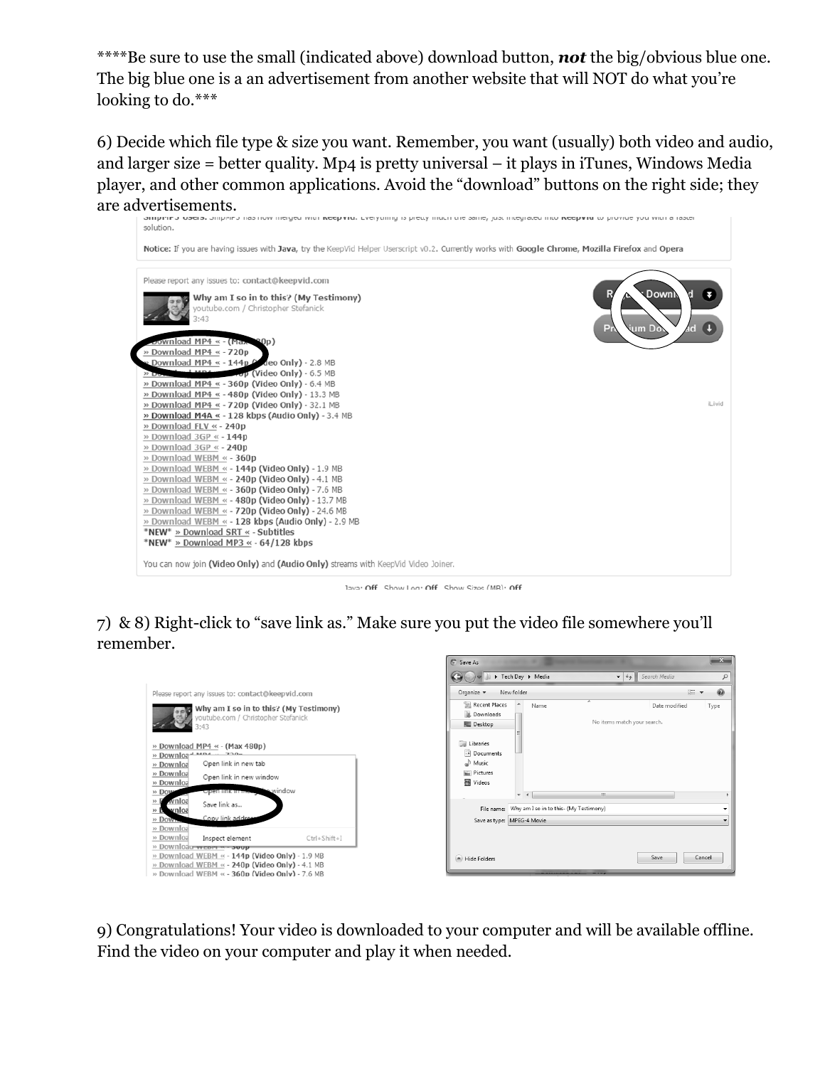****Be sure to use the small (indicated above) download button, ***not*** the big/obvious blue one. The big blue one is a an advertisement from another website that will NOT do what you're looking to do.***

6) Decide which file type & size you want. Remember, you want (usually) both video and audio, and larger size = better quality. Mp4 is pretty universal – it plays in iTunes, Windows Media player, and other common applications. Avoid the "download" buttons on the right side; they are advertisements.

7) & 8) Right-click to "save link as." Make sure you put the video file somewhere you'll remember.

9) Congratulations! Your video is downloaded to your computer and will be available offline. Find the video on your computer and play it when needed.